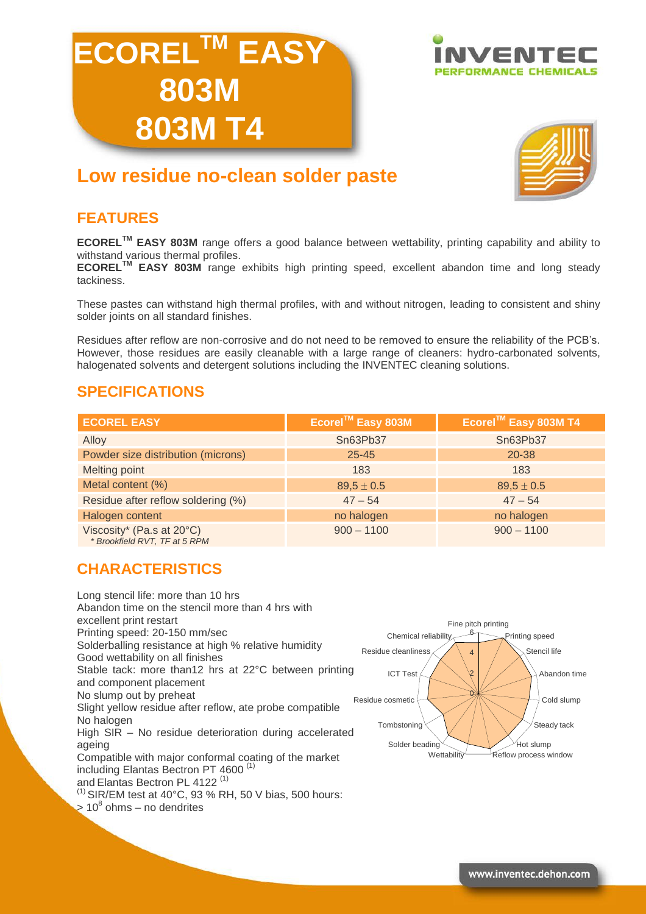# ECOREL™ EASY 803M 803M T4

## Low residue no-clean solder paste

## FEATURES

**ECOREL™ EASY 803M** range offers a good balance between wettability, printing capability and ability to withstand various thermal profiles.
**ECOREL™ EASY 803M** range exhibits high printing speed, excellent abandon time and long steady tackiness.

These pastes can withstand high thermal profiles, with and without nitrogen, leading to consistent and shiny solder joints on all standard finishes.

Residues after reflow are non-corrosive and do not need to be removed to ensure the reliability of the PCB's. However, those residues are easily cleanable with a large range of cleaners: hydro-carbonated solvents, halogenated solvents and detergent solutions including the INVENTEC cleaning solutions.

## SPECIFICATIONS

| ECOREL EASY | Ecorel™ Easy 803M | Ecorel™ Easy 803M T4 |
|---|---|---|
| Alloy | Sn63Pb37 | Sn63Pb37 |
| Powder size distribution (microns) | 25-45 | 20-38 |
| Melting point | 183 | 183 |
| Metal content (%) | $89,5 \pm 0.5$ | $89,5 \pm 0.5$ |
| Residue after reflow soldering (%) | 47 – 54 | 47 – 54 |
| Halogen content | no halogen | no halogen |
| Viscosity* (Pa.s at 20°C) *\* Brookfield RVT, TF at 5 RPM* | 900 – 1100 | 900 – 1100 |

## CHARACTERISTICS

Long stencil life: more than 10 hrs
Abandon time on the stencil more than 4 hrs with excellent print restart
Printing speed: 20-150 mm/sec
Solderballing resistance at high % relative humidity
Good wettability on all finishes
Stable tack: more than12 hrs at 22°C between printing and component placement
No slump out by preheat
Slight yellow residue after reflow, ate probe compatible
No halogen
High SIR – No residue deterioration during accelerated ageing
Compatible with major conformal coating of the market including Elantas Bectron PT 4600 (1)
and Elantas Bectron PL 4122 (1)
(1) SIR/EM test at 40°C, 93 % RH, 50 V bias, 500 hours: > $10^8$ ohms – no dendrites

Fine pitch printing, Printing speed, Stencil life, Abandon time, Cold slump, Steady tack, Hot slump, Reflow process window, Wettability, Solder beading, Tombstoning, Residue cosmetic, ICT Test, Residue cleanliness, Chemical reliability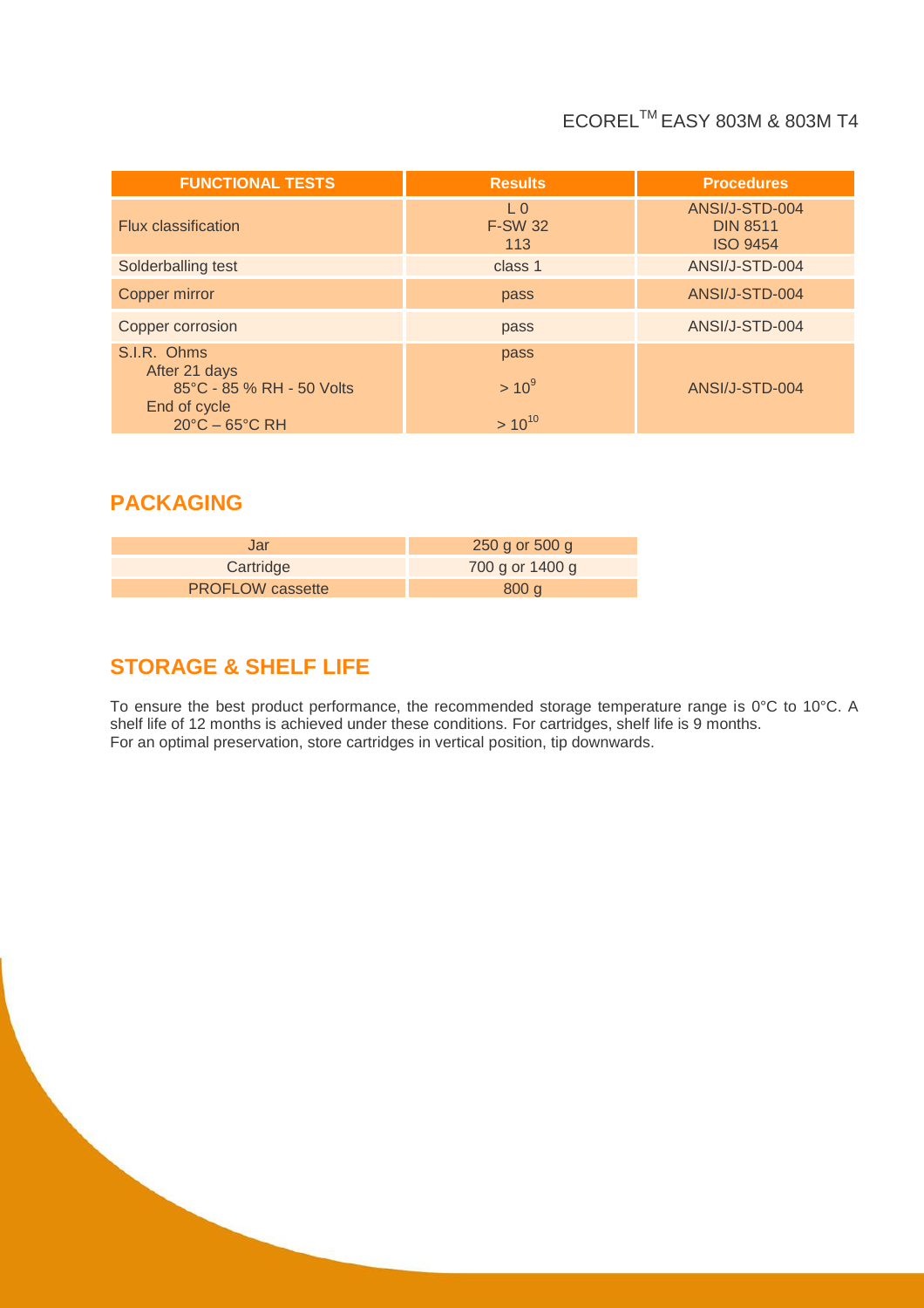| FUNCTIONAL TESTS | Results | Procedures |
| --- | --- | --- |
| Flux classification | L 0<br>F-SW 32<br>113 | ANSI/J-STD-004<br>DIN 8511<br>ISO 9454 |
| Solderballing test | class 1 | ANSI/J-STD-004 |
| Copper mirror | pass | ANSI/J-STD-004 |
| Copper corrosion | pass | ANSI/J-STD-004 |
| S.I.R. Ohms<br>After 21 days<br>85°C - 85 % RH - 50 Volts<br>End of cycle<br>20°C – 65°C RH | pass<br><br>$> 10^9$<br><br>$> 10^{10}$ | ANSI/J-STD-004 |

## PACKAGING

| Jar | 250 g or 500 g |
| --- | --- |
| Cartridge | 700 g or 1400 g |
| PROFLOW cassette | 800 g |

## STORAGE & SHELF LIFE

To ensure the best product performance, the recommended storage temperature range is 0°C to 10°C. A shelf life of 12 months is achieved under these conditions. For cartridges, shelf life is 9 months.
For an optimal preservation, store cartridges in vertical position, tip downwards.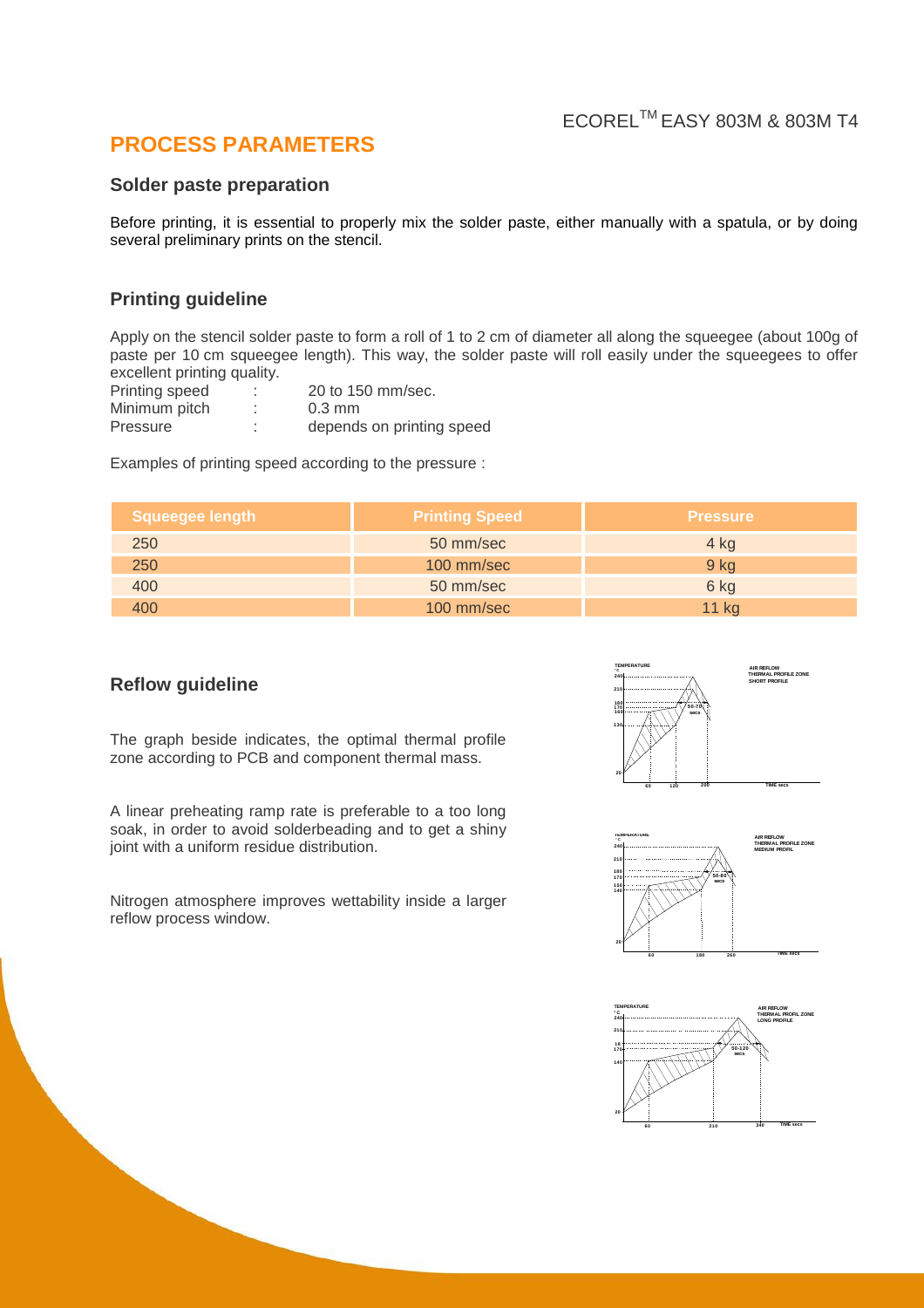## PROCESS PARAMETERS

### Solder paste preparation

Before printing, it is essential to properly mix the solder paste, either manually with a spatula, or by doing several preliminary prints on the stencil.

### Printing guideline

Apply on the stencil solder paste to form a roll of 1 to 2 cm of diameter all along the squeegee (about 100g of paste per 10 cm squeegee length). This way, the solder paste will roll easily under the squeegees to offer excellent printing quality.

Printing speed : 20 to 150 mm/sec.
Minimum pitch : 0.3 mm
Pressure : depends on printing speed

Examples of printing speed according to the pressure :

| Squeegee length | Printing Speed | Pressure |
|---|---|---|
| 250 | 50 mm/sec | 4 kg |
| 250 | 100 mm/sec | 9 kg |
| 400 | 50 mm/sec | 6 kg |
| 400 | 100 mm/sec | 11 kg |

### Reflow guideline

The graph beside indicates, the optimal thermal profile zone according to PCB and component thermal mass.

A linear preheating ramp rate is preferable to a too long soak, in order to avoid solderbeading and to get a shiny joint with a uniform residue distribution.

Nitrogen atmosphere improves wettability inside a larger reflow process window.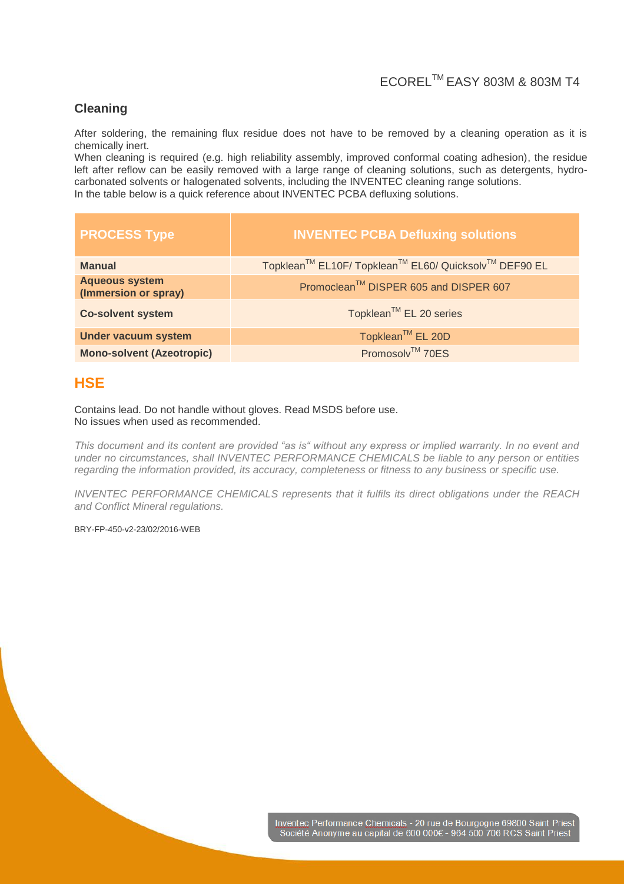## Cleaning

After soldering, the remaining flux residue does not have to be removed by a cleaning operation as it is chemically inert.
When cleaning is required (e.g. high reliability assembly, improved conformal coating adhesion), the residue left after reflow can be easily removed with a large range of cleaning solutions, such as detergents, hydro-carbonated solvents or halogenated solvents, including the INVENTEC cleaning range solutions.
In the table below is a quick reference about INVENTEC PCBA defluxing solutions.

| PROCESS Type | INVENTEC PCBA Defluxing solutions |
|---|---|
| **Manual** | Topklean™ EL10F/ Topklean™ EL60/ Quicksolv™ DEF90 EL |
| **Aqueous system (Immersion or spray)** | Promoclean™ DISPER 605 and DISPER 607 |
| **Co-solvent system** | Topklean™ EL 20 series |
| **Under vacuum system** | Topklean™ EL 20D |
| **Mono-solvent (Azeotropic)** | Promosolv™ 70ES |

## HSE

Contains lead. Do not handle without gloves. Read MSDS before use.
No issues when used as recommended.

*This document and its content are provided "as is" without any express or implied warranty. In no event and under no circumstances, shall INVENTEC PERFORMANCE CHEMICALS be liable to any person or entities regarding the information provided, its accuracy, completeness or fitness to any business or specific use.*

*INVENTEC PERFORMANCE CHEMICALS represents that it fulfils its direct obligations under the REACH and Conflict Mineral regulations.*

BRY-FP-450-v2-23/02/2016-WEB